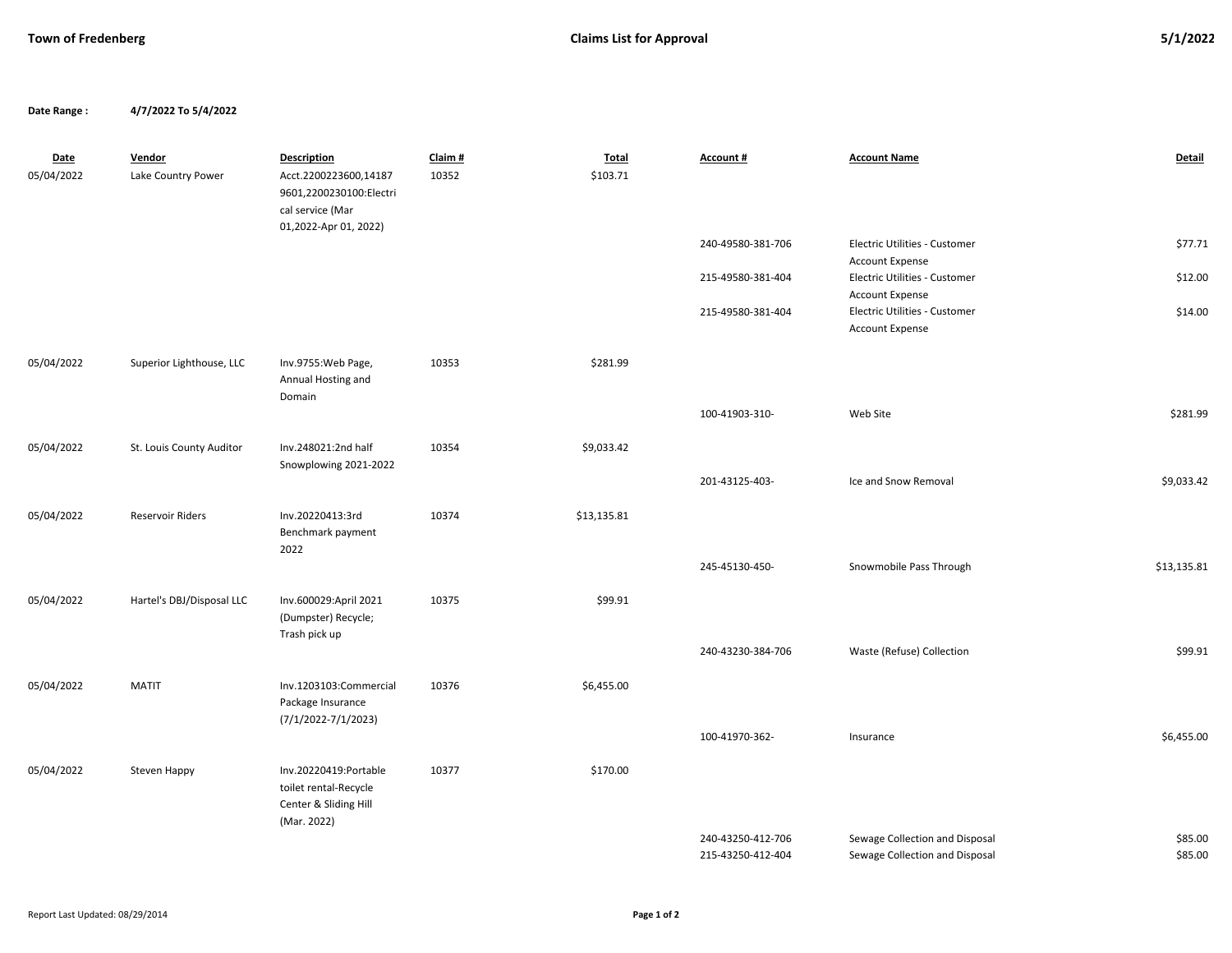**Town of Fredenberg** **Claims List for Approval** **5/1/2022**

**Date Range :** **4/7/2022 To 5/4/2022**

| Date | Vendor | Description | Claim # | Total | Account # | Account Name | Detail |
|---|---|---|---|---|---|---|---|
| 05/04/2022 | Lake Country Power | Acct.2200223600,141879601,2200230100:Electrical service (Mar 01,2022-Apr 01, 2022) | 10352 | $103.71 | | | |
| | | | | | 240-49580-381-706 | Electric Utilities - Customer Account Expense | $77.71 |
| | | | | | 215-49580-381-404 | Electric Utilities - Customer Account Expense | $12.00 |
| | | | | | 215-49580-381-404 | Electric Utilities - Customer Account Expense | $14.00 |
| 05/04/2022 | Superior Lighthouse, LLC | Inv.9755:Web Page, Annual Hosting and Domain | 10353 | $281.99 | | | |
| | | | | | 100-41903-310- | Web Site | $281.99 |
| 05/04/2022 | St. Louis County Auditor | Inv.248021:2nd half Snowplowing 2021-2022 | 10354 | $9,033.42 | | | |
| | | | | | 201-43125-403- | Ice and Snow Removal | $9,033.42 |
| 05/04/2022 | Reservoir Riders | Inv.20220413:3rd Benchmark payment 2022 | 10374 | $13,135.81 | | | |
| | | | | | 245-45130-450- | Snowmobile Pass Through | $13,135.81 |
| 05/04/2022 | Hartel's DBJ/Disposal LLC | Inv.600029:April 2021 (Dumpster) Recycle; Trash pick up | 10375 | $99.91 | | | |
| | | | | | 240-43230-384-706 | Waste (Refuse) Collection | $99.91 |
| 05/04/2022 | MATIT | Inv.1203103:Commercial Package Insurance (7/1/2022-7/1/2023) | 10376 | $6,455.00 | | | |
| | | | | | 100-41970-362- | Insurance | $6,455.00 |
| 05/04/2022 | Steven Happy | Inv.20220419:Portable toilet rental-Recycle Center & Sliding Hill (Mar. 2022) | 10377 | $170.00 | | | |
| | | | | | 240-43250-412-706 | Sewage Collection and Disposal | $85.00 |
| | | | | | 215-43250-412-404 | Sewage Collection and Disposal | $85.00 |

Report Last Updated: 08/29/2014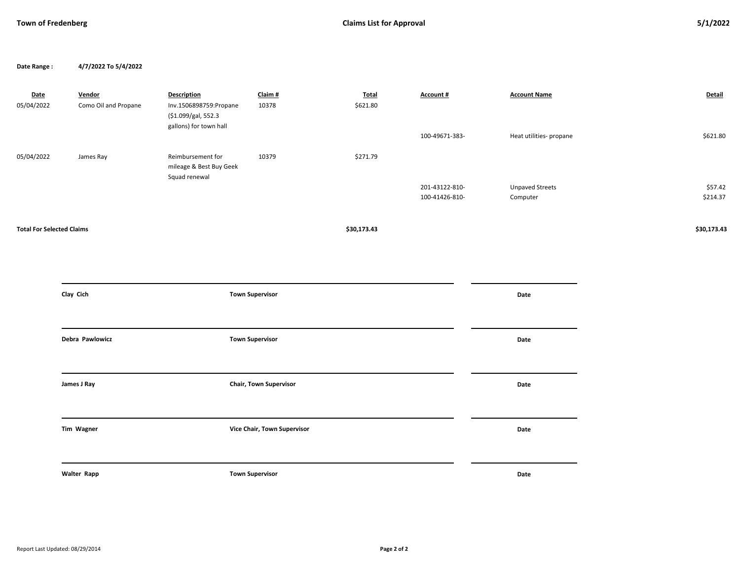**Town of Fredenberg** | **Claims List for Approval** | **5/1/2022**

**Date Range :** **4/7/2022 To 5/4/2022**

| Date | Vendor | Description | Claim # | Total | Account # | Account Name | Detail |
|---|---|---|---|---|---|---|---|
| 05/04/2022 | Como Oil and Propane | Inv.1506898759:Propane ($1.099/gal, 552.3 gallons) for town hall | 10378 | $621.80 | | | |
| | | | | | 100-49671-383- | Heat utilities- propane | $621.80 |
| 05/04/2022 | James Ray | Reimbursement for mileage & Best Buy Geek Squad renewal | 10379 | $271.79 | | | |
| | | | | | 201-43122-810- | Unpaved Streets | $57.42 |
| | | | | | 100-41426-810- | Computer | $214.37 |
| **Total For Selected Claims** | | | | **$30,173.43** | | | **$30,173.43** |

| Name | Title | Date |
|---|---|---|
| **Clay Cich** | **Town Supervisor** | **Date** |
| **Debra Pawlowicz** | **Town Supervisor** | **Date** |
| **James J Ray** | **Chair, Town Supervisor** | **Date** |
| **Tim Wagner** | **Vice Chair, Town Supervisor** | **Date** |
| **Walter Rapp** | **Town Supervisor** | **Date** |

Report Last Updated: 08/29/2014